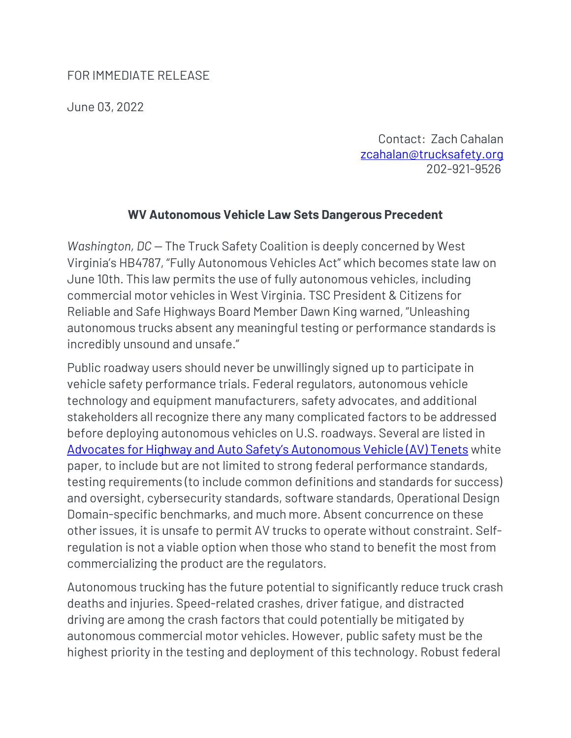FOR IMMEDIATE RELEASE

June 03, 2022

Contact: Zach Cahalan
[zcahalan@trucksafety.org](mailto:zcahalan@trucksafety.org)
202-921-9526

## WV Autonomous Vehicle Law Sets Dangerous Precedent

*Washington, DC* — The Truck Safety Coalition is deeply concerned by West Virginia's HB4787, "Fully Autonomous Vehicles Act" which becomes state law on June 10th. This law permits the use of fully autonomous vehicles, including commercial motor vehicles in West Virginia. TSC President & Citizens for Reliable and Safe Highways Board Member Dawn King warned, "Unleashing autonomous trucks absent any meaningful testing or performance standards is incredibly unsound and unsafe."

Public roadway users should never be unwillingly signed up to participate in vehicle safety performance trials. Federal regulators, autonomous vehicle technology and equipment manufacturers, safety advocates, and additional stakeholders all recognize there any many complicated factors to be addressed before deploying autonomous vehicles on U.S. roadways. Several are listed in [Advocates for Highway and Auto Safety's Autonomous Vehicle (AV) Tenets]() white paper, to include but are not limited to strong federal performance standards, testing requirements (to include common definitions and standards for success) and oversight, cybersecurity standards, software standards, Operational Design Domain-specific benchmarks, and much more. Absent concurrence on these other issues, it is unsafe to permit AV trucks to operate without constraint. Self-regulation is not a viable option when those who stand to benefit the most from commercializing the product are the regulators.

Autonomous trucking has the future potential to significantly reduce truck crash deaths and injuries. Speed-related crashes, driver fatigue, and distracted driving are among the crash factors that could potentially be mitigated by autonomous commercial motor vehicles. However, public safety must be the highest priority in the testing and deployment of this technology. Robust federal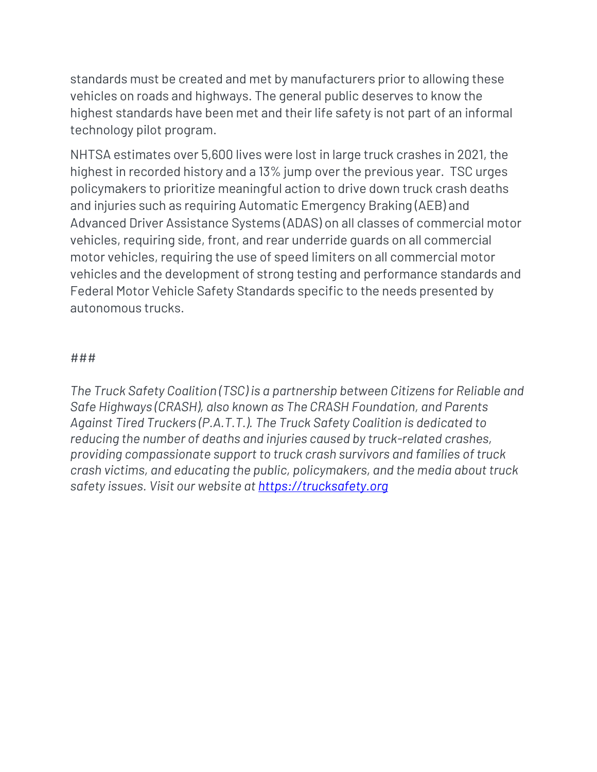standards must be created and met by manufacturers prior to allowing these vehicles on roads and highways. The general public deserves to know the highest standards have been met and their life safety is not part of an informal technology pilot program.

NHTSA estimates over 5,600 lives were lost in large truck crashes in 2021, the highest in recorded history and a 13% jump over the previous year. TSC urges policymakers to prioritize meaningful action to drive down truck crash deaths and injuries such as requiring Automatic Emergency Braking (AEB) and Advanced Driver Assistance Systems (ADAS) on all classes of commercial motor vehicles, requiring side, front, and rear underride guards on all commercial motor vehicles, requiring the use of speed limiters on all commercial motor vehicles and the development of strong testing and performance standards and Federal Motor Vehicle Safety Standards specific to the needs presented by autonomous trucks.

###

*The Truck Safety Coalition (TSC) is a partnership between Citizens for Reliable and Safe Highways (CRASH), also known as The CRASH Foundation, and Parents Against Tired Truckers (P.A.T.T.). The Truck Safety Coalition is dedicated to reducing the number of deaths and injuries caused by truck-related crashes, providing compassionate support to truck crash survivors and families of truck crash victims, and educating the public, policymakers, and the media about truck safety issues. Visit our website at [https://trucksafety.org](https://trucksafety.org)*